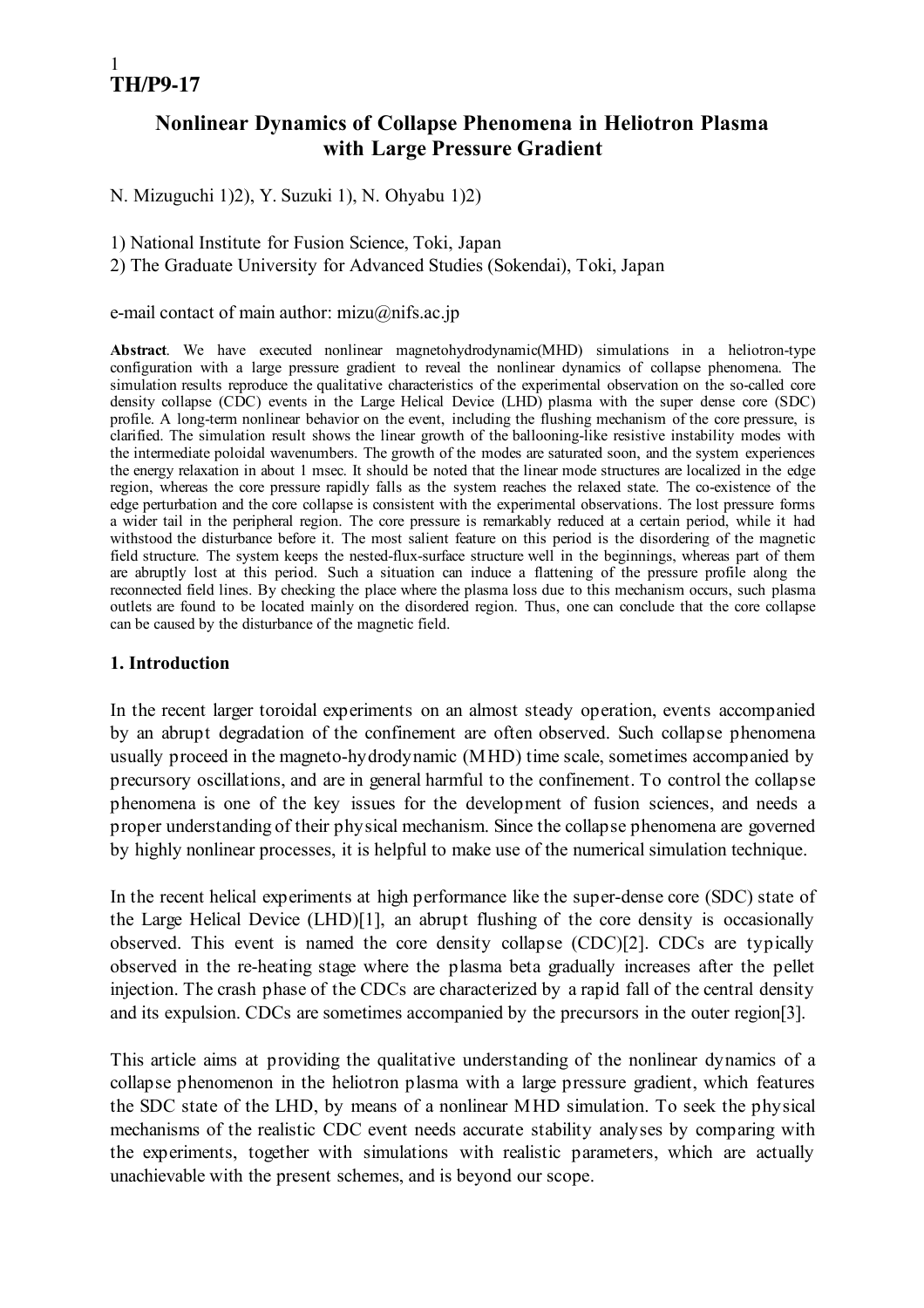**TH/P9-17**

# Nonlinear Dynamics of Collapse Phenomena in Heliotron Plasma with Large Pressure Gradient

N. Mizuguchi 1)2), Y. Suzuki 1), N. Ohyabu 1)2)

1) National Institute for Fusion Science, Toki, Japan
2) The Graduate University for Advanced Studies (Sokendai), Toki, Japan

e-mail contact of main author: mizu@nifs.ac.jp

**Abstract**. We have executed nonlinear magnetohydrodynamic(MHD) simulations in a heliotron-type configuration with a large pressure gradient to reveal the nonlinear dynamics of collapse phenomena. The simulation results reproduce the qualitative characteristics of the experimental observation on the so-called core density collapse (CDC) events in the Large Helical Device (LHD) plasma with the super dense core (SDC) profile. A long-term nonlinear behavior on the event, including the flushing mechanism of the core pressure, is clarified. The simulation result shows the linear growth of the ballooning-like resistive instability modes with the intermediate poloidal wavenumbers. The growth of the modes are saturated soon, and the system experiences the energy relaxation in about 1 msec. It should be noted that the linear mode structures are localized in the edge region, whereas the core pressure rapidly falls as the system reaches the relaxed state. The co-existence of the edge perturbation and the core collapse is consistent with the experimental observations. The lost pressure forms a wider tail in the peripheral region. The core pressure is remarkably reduced at a certain period, while it had withstood the disturbance before it. The most salient feature on this period is the disordering of the magnetic field structure. The system keeps the nested-flux-surface structure well in the beginnings, whereas part of them are abruptly lost at this period. Such a situation can induce a flattening of the pressure profile along the reconnected field lines. By checking the place where the plasma loss due to this mechanism occurs, such plasma outlets are found to be located mainly on the disordered region. Thus, one can conclude that the core collapse can be caused by the disturbance of the magnetic field.

## 1. Introduction

In the recent larger toroidal experiments on an almost steady operation, events accompanied by an abrupt degradation of the confinement are often observed. Such collapse phenomena usually proceed in the magneto-hydrodynamic (MHD) time scale, sometimes accompanied by precursory oscillations, and are in general harmful to the confinement. To control the collapse phenomena is one of the key issues for the development of fusion sciences, and needs a proper understanding of their physical mechanism. Since the collapse phenomena are governed by highly nonlinear processes, it is helpful to make use of the numerical simulation technique.

In the recent helical experiments at high performance like the super-dense core (SDC) state of the Large Helical Device (LHD)[1], an abrupt flushing of the core density is occasionally observed. This event is named the core density collapse (CDC)[2]. CDCs are typically observed in the re-heating stage where the plasma beta gradually increases after the pellet injection. The crash phase of the CDCs are characterized by a rapid fall of the central density and its expulsion. CDCs are sometimes accompanied by the precursors in the outer region[3].

This article aims at providing the qualitative understanding of the nonlinear dynamics of a collapse phenomenon in the heliotron plasma with a large pressure gradient, which features the SDC state of the LHD, by means of a nonlinear MHD simulation. To seek the physical mechanisms of the realistic CDC event needs accurate stability analyses by comparing with the experiments, together with simulations with realistic parameters, which are actually unachievable with the present schemes, and is beyond our scope.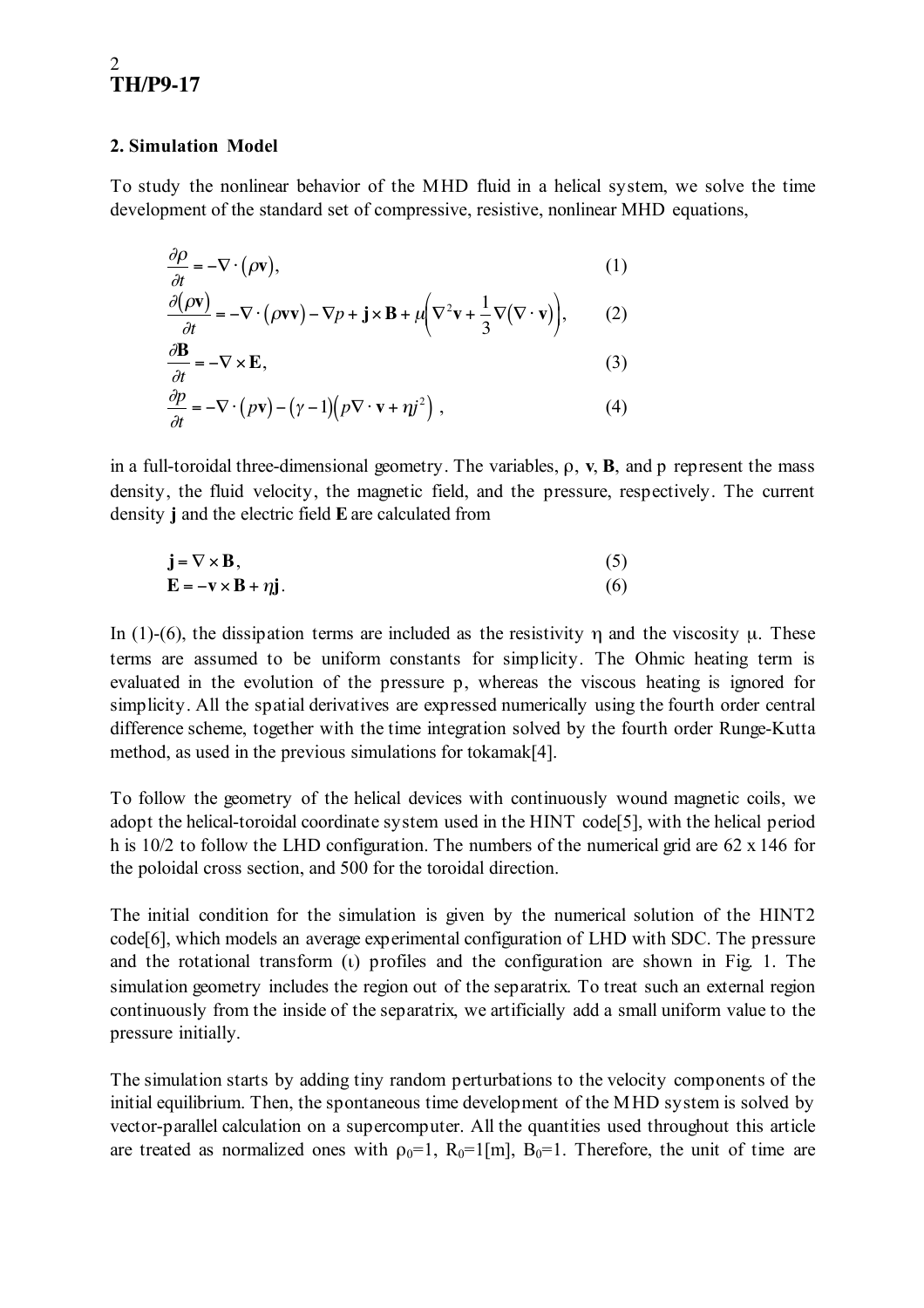## 2. Simulation Model

To study the nonlinear behavior of the MHD fluid in a helical system, we solve the time development of the standard set of compressive, resistive, nonlinear MHD equations,

$$\frac{\partial \rho}{\partial t} = -\nabla \cdot (\rho \mathbf{v}), \tag{1}$$

$$\frac{\partial (\rho \mathbf{v})}{\partial t} = -\nabla \cdot (\rho \mathbf{v}\mathbf{v}) - \nabla p + \mathbf{j} \times \mathbf{B} + \mu \left( \nabla^2 \mathbf{v} + \frac{1}{3} \nabla (\nabla \cdot \mathbf{v}) \right), \tag{2}$$

$$\frac{\partial \mathbf{B}}{\partial t} = -\nabla \times \mathbf{E}, \tag{3}$$

$$\frac{\partial p}{\partial t} = -\nabla \cdot (p \mathbf{v}) - (\gamma - 1)\left( p \nabla \cdot \mathbf{v} + \eta j^2 \right), \tag{4}$$

in a full-toroidal three-dimensional geometry. The variables, $\rho$, $\mathbf{v}$, $\mathbf{B}$, and p represent the mass density, the fluid velocity, the magnetic field, and the pressure, respectively. The current density $\mathbf{j}$ and the electric field $\mathbf{E}$ are calculated from

$$\mathbf{j} = \nabla \times \mathbf{B}, \tag{5}$$

$$\mathbf{E} = -\mathbf{v} \times \mathbf{B} + \eta \mathbf{j}. \tag{6}$$

In (1)-(6), the dissipation terms are included as the resistivity $\eta$ and the viscosity $\mu$. These terms are assumed to be uniform constants for simplicity. The Ohmic heating term is evaluated in the evolution of the pressure p, whereas the viscous heating is ignored for simplicity. All the spatial derivatives are expressed numerically using the fourth order central difference scheme, together with the time integration solved by the fourth order Runge-Kutta method, as used in the previous simulations for tokamak[4].

To follow the geometry of the helical devices with continuously wound magnetic coils, we adopt the helical-toroidal coordinate system used in the HINT code[5], with the helical period h is 10/2 to follow the LHD configuration. The numbers of the numerical grid are 62 x 146 for the poloidal cross section, and 500 for the toroidal direction.

The initial condition for the simulation is given by the numerical solution of the HINT2 code[6], which models an average experimental configuration of LHD with SDC. The pressure and the rotational transform ($\iota$) profiles and the configuration are shown in Fig. 1. The simulation geometry includes the region out of the separatrix. To treat such an external region continuously from the inside of the separatrix, we artificially add a small uniform value to the pressure initially.

The simulation starts by adding tiny random perturbations to the velocity components of the initial equilibrium. Then, the spontaneous time development of the MHD system is solved by vector-parallel calculation on a supercomputer. All the quantities used throughout this article are treated as normalized ones with $\rho_0=1$, $R_0=1$[m], $B_0=1$. Therefore, the unit of time are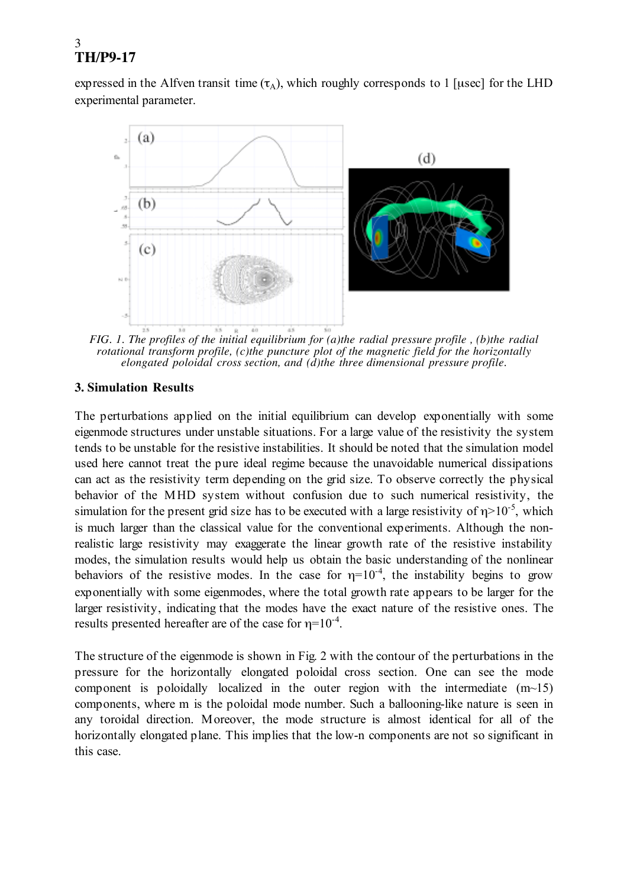expressed in the Alfven transit time ($\tau_A$), which roughly corresponds to 1 [μsec] for the LHD experimental parameter.

*FIG. 1. The profiles of the initial equilibrium for (a)the radial pressure profile , (b)the radial rotational transform profile, (c)the puncture plot of the magnetic field for the horizontally elongated poloidal cross section, and (d)the three dimensional pressure profile.*

## 3. Simulation Results

The perturbations applied on the initial equilibrium can develop exponentially with some eigenmode structures under unstable situations. For a large value of the resistivity the system tends to be unstable for the resistive instabilities. It should be noted that the simulation model used here cannot treat the pure ideal regime because the unavoidable numerical dissipations can act as the resistivity term depending on the grid size. To observe correctly the physical behavior of the MHD system without confusion due to such numerical resistivity, the simulation for the present grid size has to be executed with a large resistivity of $\eta > 10^{-5}$, which is much larger than the classical value for the conventional experiments. Although the non-realistic large resistivity may exaggerate the linear growth rate of the resistive instability modes, the simulation results would help us obtain the basic understanding of the nonlinear behaviors of the resistive modes. In the case for $\eta = 10^{-4}$, the instability begins to grow exponentially with some eigenmodes, where the total growth rate appears to be larger for the larger resistivity, indicating that the modes have the exact nature of the resistive ones. The results presented hereafter are of the case for $\eta = 10^{-4}$.

The structure of the eigenmode is shown in Fig. 2 with the contour of the perturbations in the pressure for the horizontally elongated poloidal cross section. One can see the mode component is poloidally localized in the outer region with the intermediate ($m \sim 15$) components, where m is the poloidal mode number. Such a ballooning-like nature is seen in any toroidal direction. Moreover, the mode structure is almost identical for all of the horizontally elongated plane. This implies that the low-n components are not so significant in this case.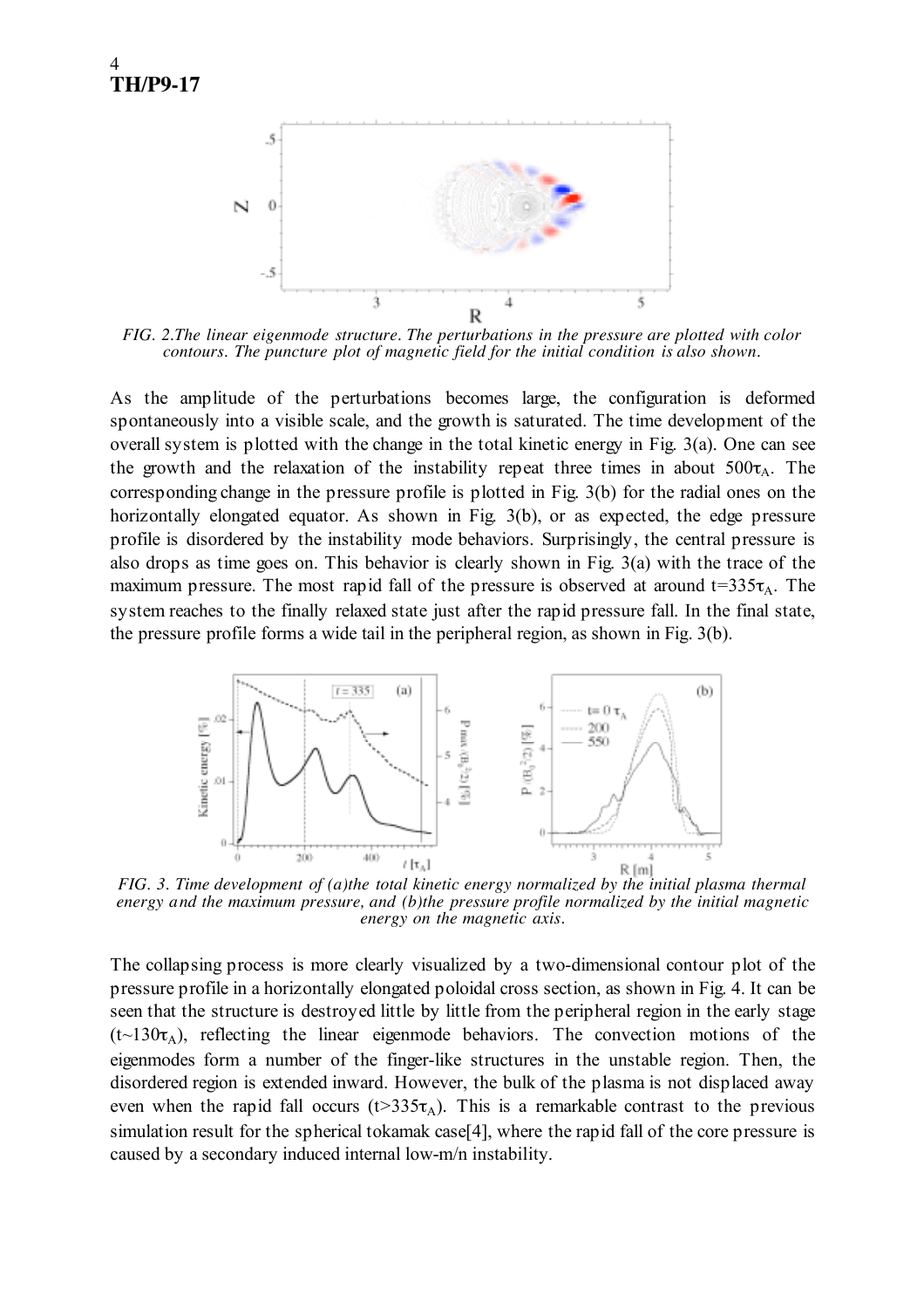FIG. 2.The linear eigenmode structure. The perturbations in the pressure are plotted with color contours. The puncture plot of magnetic field for the initial condition is also shown.

As the amplitude of the perturbations becomes large, the configuration is deformed spontaneously into a visible scale, and the growth is saturated. The time development of the overall system is plotted with the change in the total kinetic energy in Fig. 3(a). One can see the growth and the relaxation of the instability repeat three times in about $500\tau_A$. The corresponding change in the pressure profile is plotted in Fig. 3(b) for the radial ones on the horizontally elongated equator. As shown in Fig. 3(b), or as expected, the edge pressure profile is disordered by the instability mode behaviors. Surprisingly, the central pressure is also drops as time goes on. This behavior is clearly shown in Fig. 3(a) with the trace of the maximum pressure. The most rapid fall of the pressure is observed at around $t=335\tau_A$. The system reaches to the finally relaxed state just after the rapid pressure fall. In the final state, the pressure profile forms a wide tail in the peripheral region, as shown in Fig. 3(b).

*FIG. 3. Time development of (a)the total kinetic energy normalized by the initial plasma thermal energy and the maximum pressure, and (b)the pressure profile normalized by the initial magnetic energy on the magnetic axis.*

The collapsing process is more clearly visualized by a two-dimensional contour plot of the pressure profile in a horizontally elongated poloidal cross section, as shown in Fig. 4. It can be seen that the structure is destroyed little by little from the peripheral region in the early stage ($t\sim130\tau_A$), reflecting the linear eigenmode behaviors. The convection motions of the eigenmodes form a number of the finger-like structures in the unstable region. Then, the disordered region is extended inward. However, the bulk of the plasma is not displaced away even when the rapid fall occurs ($t>335\tau_A$). This is a remarkable contrast to the previous simulation result for the spherical tokamak case[4], where the rapid fall of the core pressure is caused by a secondary induced internal low-m/n instability.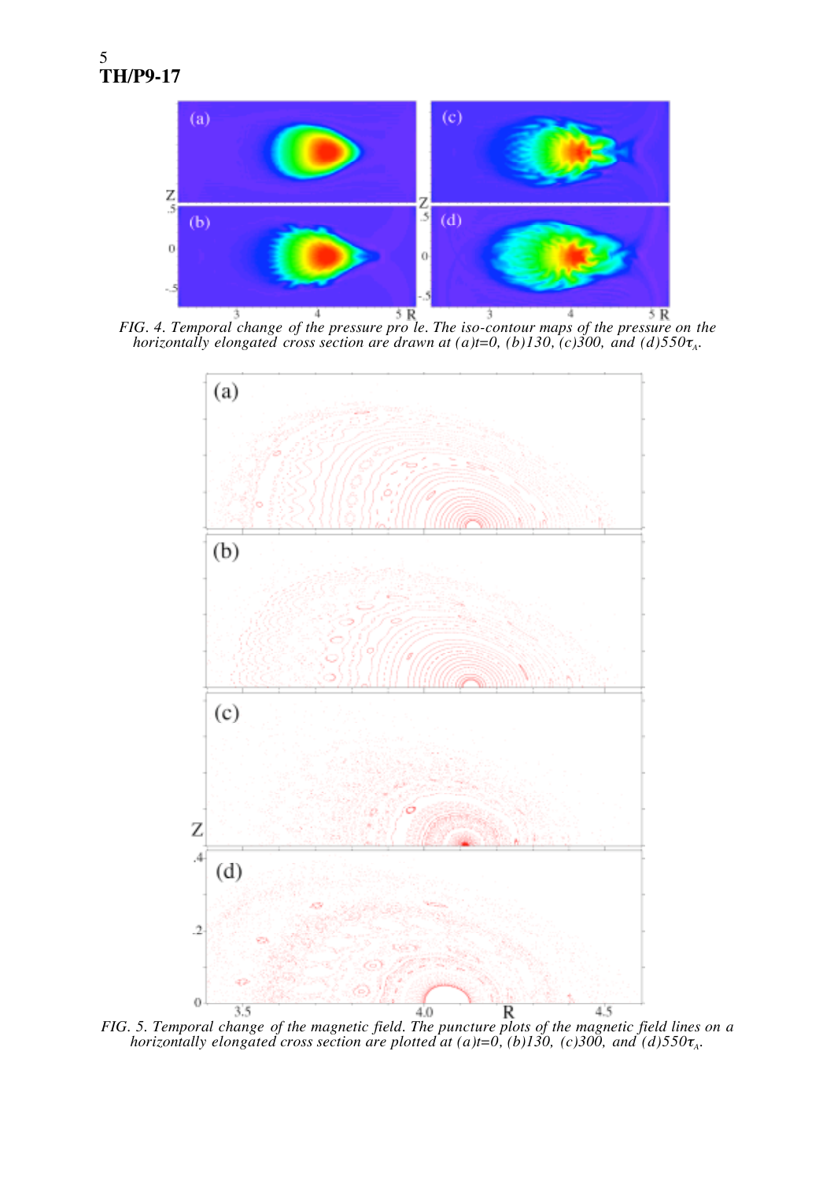FIG. 4. Temporal change of the pressure pro le. The iso-contour maps of the pressure on the horizontally elongated cross section are drawn at (a)t=0, (b)130, (c)300, and (d)550$\tau_A$.

FIG. 5. Temporal change of the magnetic field. The puncture plots of the magnetic field lines on a horizontally elongated cross section are plotted at (a)t=0, (b)130, (c)300, and (d)550$\tau_A$.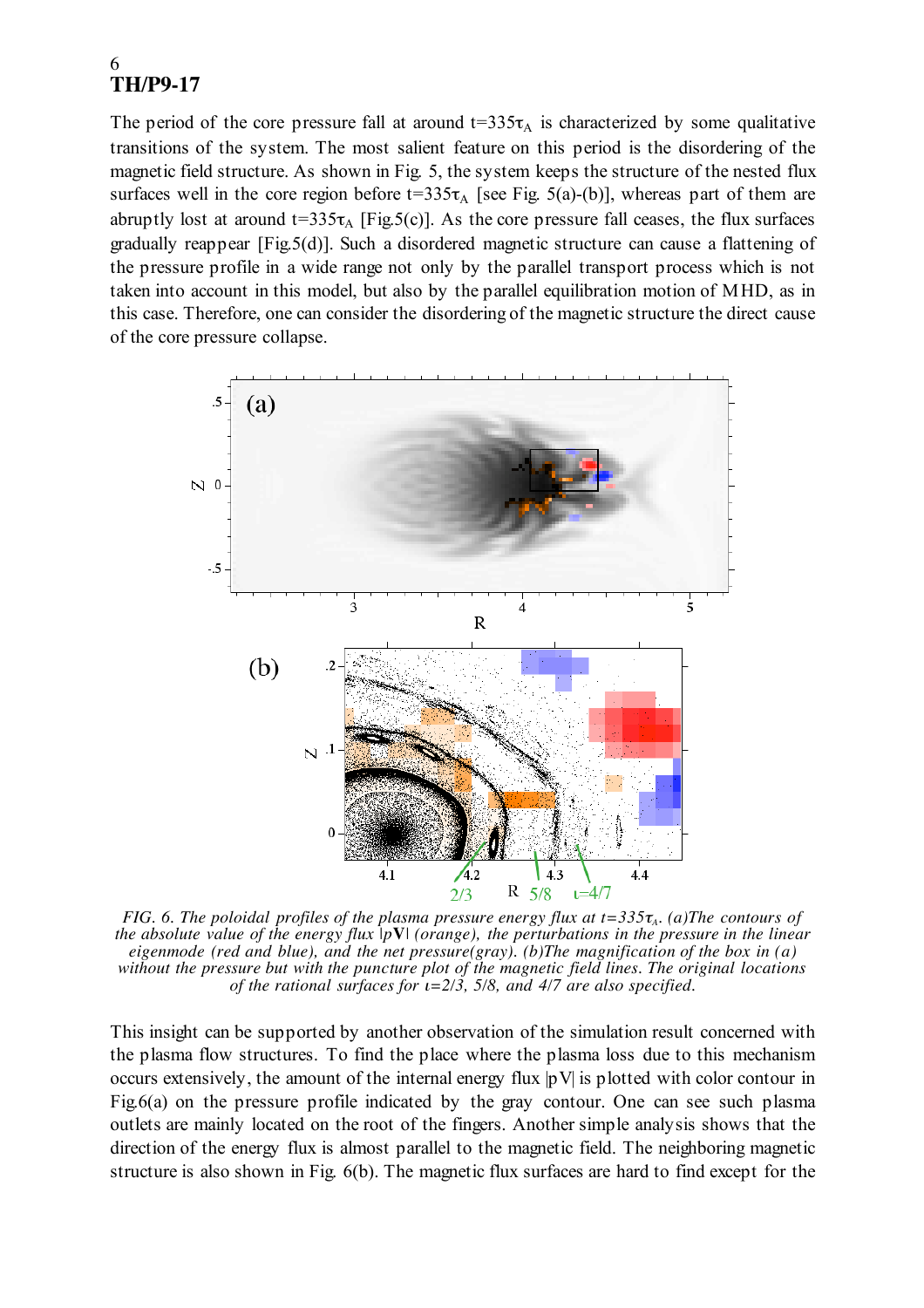The period of the core pressure fall at around $t=335\tau_A$ is characterized by some qualitative transitions of the system. The most salient feature on this period is the disordering of the magnetic field structure. As shown in Fig. 5, the system keeps the structure of the nested flux surfaces well in the core region before $t=335\tau_A$ [see Fig. 5(a)-(b)], whereas part of them are abruptly lost at around $t=335\tau_A$ [Fig.5(c)]. As the core pressure fall ceases, the flux surfaces gradually reappear [Fig.5(d)]. Such a disordered magnetic structure can cause a flattening of the pressure profile in a wide range not only by the parallel transport process which is not taken into account in this model, but also by the parallel equilibration motion of MHD, as in this case. Therefore, one can consider the disordering of the magnetic structure the direct cause of the core pressure collapse.

*FIG. 6. The poloidal profiles of the plasma pressure energy flux at $t=335\tau_A$. (a)The contours of the absolute value of the energy flux $|p\mathbf{V}|$ (orange), the perturbations in the pressure in the linear eigenmode (red and blue), and the net pressure(gray). (b)The magnification of the box in (a) without the pressure but with the puncture plot of the magnetic field lines. The original locations of the rational surfaces for $\iota=2/3$, 5/8, and 4/7 are also specified.*

This insight can be supported by another observation of the simulation result concerned with the plasma flow structures. To find the place where the plasma loss due to this mechanism occurs extensively, the amount of the internal energy flux $|p\mathbf{V}|$ is plotted with color contour in Fig.6(a) on the pressure profile indicated by the gray contour. One can see such plasma outlets are mainly located on the root of the fingers. Another simple analysis shows that the direction of the energy flux is almost parallel to the magnetic field. The neighboring magnetic structure is also shown in Fig. 6(b). The magnetic flux surfaces are hard to find except for the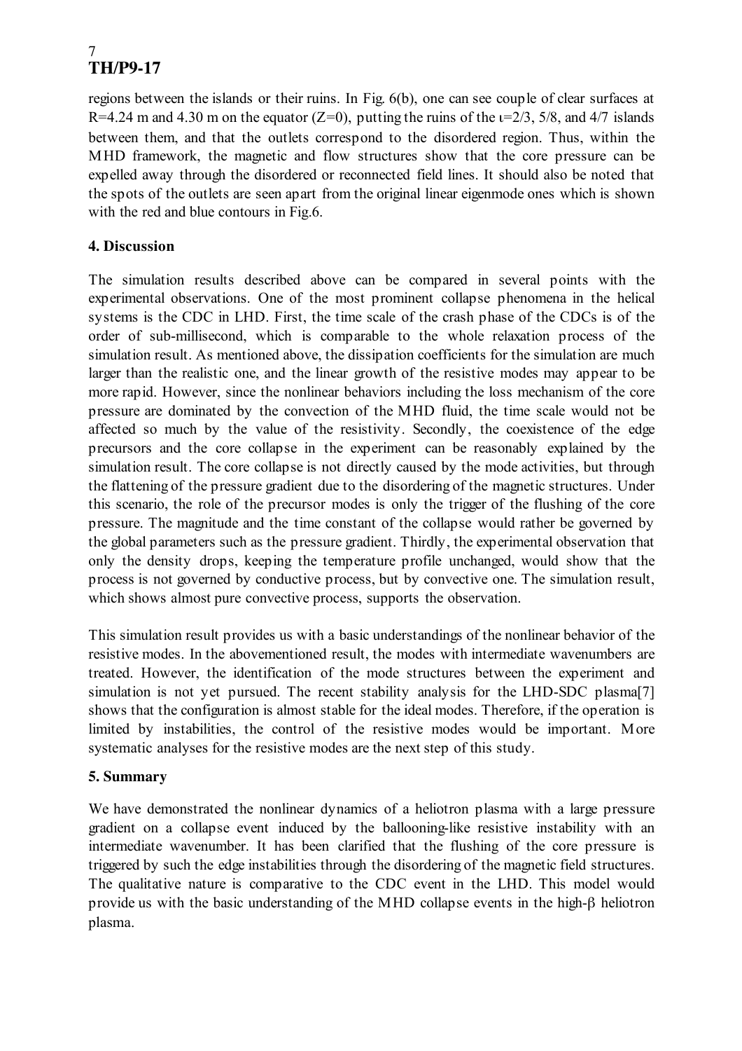regions between the islands or their ruins. In Fig. 6(b), one can see couple of clear surfaces at R=4.24 m and 4.30 m on the equator (Z=0), putting the ruins of the $\iota$=2/3, 5/8, and 4/7 islands between them, and that the outlets correspond to the disordered region. Thus, within the MHD framework, the magnetic and flow structures show that the core pressure can be expelled away through the disordered or reconnected field lines. It should also be noted that the spots of the outlets are seen apart from the original linear eigenmode ones which is shown with the red and blue contours in Fig.6.

## 4. Discussion

The simulation results described above can be compared in several points with the experimental observations. One of the most prominent collapse phenomena in the helical systems is the CDC in LHD. First, the time scale of the crash phase of the CDCs is of the order of sub-millisecond, which is comparable to the whole relaxation process of the simulation result. As mentioned above, the dissipation coefficients for the simulation are much larger than the realistic one, and the linear growth of the resistive modes may appear to be more rapid. However, since the nonlinear behaviors including the loss mechanism of the core pressure are dominated by the convection of the MHD fluid, the time scale would not be affected so much by the value of the resistivity. Secondly, the coexistence of the edge precursors and the core collapse in the experiment can be reasonably explained by the simulation result. The core collapse is not directly caused by the mode activities, but through the flattening of the pressure gradient due to the disordering of the magnetic structures. Under this scenario, the role of the precursor modes is only the trigger of the flushing of the core pressure. The magnitude and the time constant of the collapse would rather be governed by the global parameters such as the pressure gradient. Thirdly, the experimental observation that only the density drops, keeping the temperature profile unchanged, would show that the process is not governed by conductive process, but by convective one. The simulation result, which shows almost pure convective process, supports the observation.

This simulation result provides us with a basic understandings of the nonlinear behavior of the resistive modes. In the abovementioned result, the modes with intermediate wavenumbers are treated. However, the identification of the mode structures between the experiment and simulation is not yet pursued. The recent stability analysis for the LHD-SDC plasma[7] shows that the configuration is almost stable for the ideal modes. Therefore, if the operation is limited by instabilities, the control of the resistive modes would be important. More systematic analyses for the resistive modes are the next step of this study.

## 5. Summary

We have demonstrated the nonlinear dynamics of a heliotron plasma with a large pressure gradient on a collapse event induced by the ballooning-like resistive instability with an intermediate wavenumber. It has been clarified that the flushing of the core pressure is triggered by such the edge instabilities through the disordering of the magnetic field structures. The qualitative nature is comparative to the CDC event in the LHD. This model would provide us with the basic understanding of the MHD collapse events in the high-$\beta$ heliotron plasma.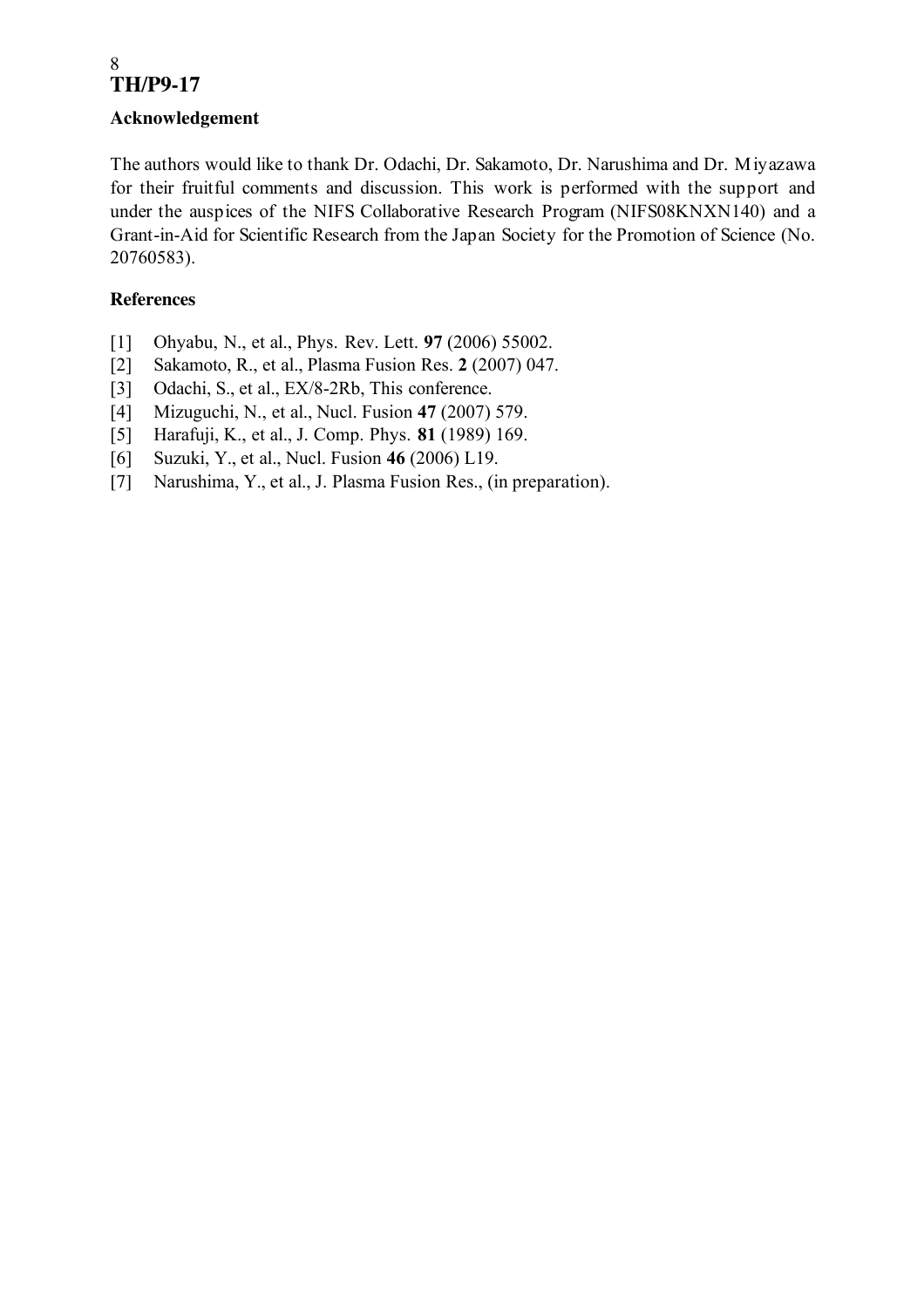## Acknowledgement

The authors would like to thank Dr. Odachi, Dr. Sakamoto, Dr. Narushima and Dr. Miyazawa for their fruitful comments and discussion. This work is performed with the support and under the auspices of the NIFS Collaborative Research Program (NIFS08KNXN140) and a Grant-in-Aid for Scientific Research from the Japan Society for the Promotion of Science (No. 20760583).

## References

[1] Ohyabu, N., et al., Phys. Rev. Lett. **97** (2006) 55002.
[2] Sakamoto, R., et al., Plasma Fusion Res. **2** (2007) 047.
[3] Odachi, S., et al., EX/8-2Rb, This conference.
[4] Mizuguchi, N., et al., Nucl. Fusion **47** (2007) 579.
[5] Harafuji, K., et al., J. Comp. Phys. **81** (1989) 169.
[6] Suzuki, Y., et al., Nucl. Fusion **46** (2006) L19.
[7] Narushima, Y., et al., J. Plasma Fusion Res., (in preparation).